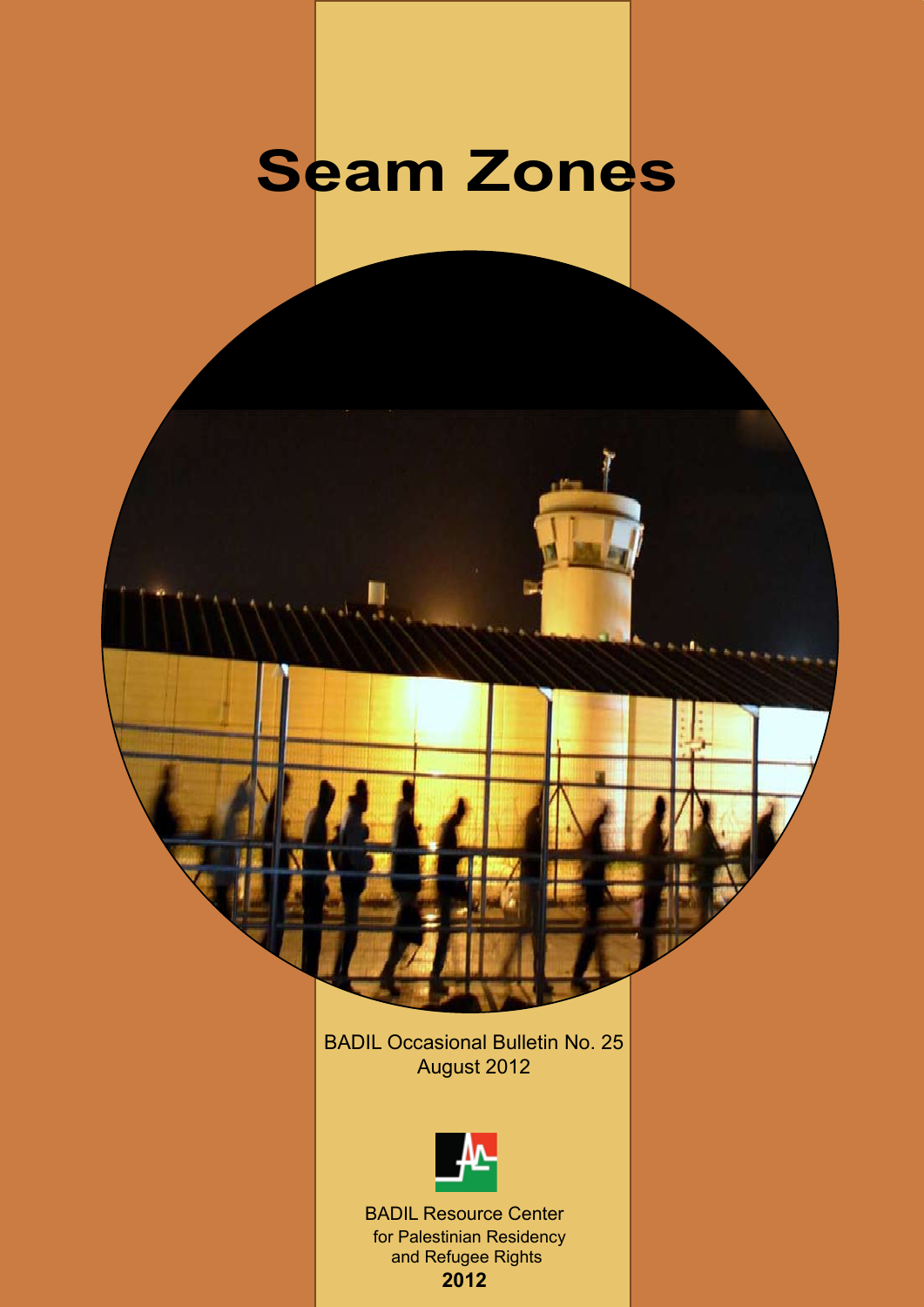# Seam Zones

BADIL Occasional Bulletin No. 25
August 2012

BADIL Resource Center
for Palestinian Residency
and Refugee Rights
**2012**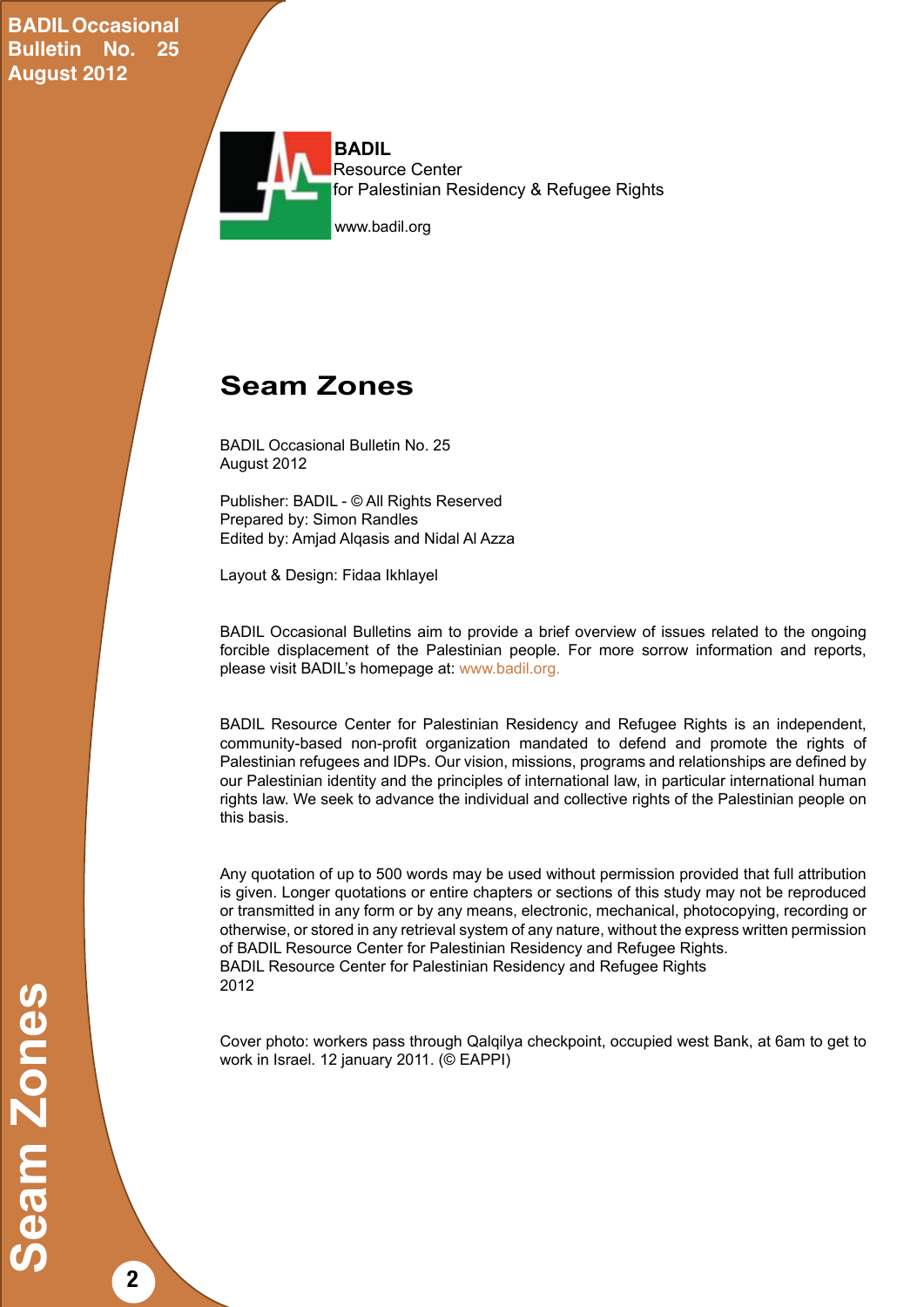**BADIL**
Resource Center
for Palestinian Residency & Refugee Rights

www.badil.org

# Seam Zones

BADIL Occasional Bulletin No. 25
August 2012

Publisher: BADIL - © All Rights Reserved
Prepared by: Simon Randles
Edited by: Amjad Alqasis and Nidal Al Azza

Layout & Design: Fidaa Ikhlayel

BADIL Occasional Bulletins aim to provide a brief overview of issues related to the ongoing forcible displacement of the Palestinian people. For more sorrow information and reports, please visit BADIL's homepage at: www.badil.org.

BADIL Resource Center for Palestinian Residency and Refugee Rights is an independent, community-based non-profit organization mandated to defend and promote the rights of Palestinian refugees and IDPs. Our vision, missions, programs and relationships are defined by our Palestinian identity and the principles of international law, in particular international human rights law. We seek to advance the individual and collective rights of the Palestinian people on this basis.

Any quotation of up to 500 words may be used without permission provided that full attribution is given. Longer quotations or entire chapters or sections of this study may not be reproduced or transmitted in any form or by any means, electronic, mechanical, photocopying, recording or otherwise, or stored in any retrieval system of any nature, without the express written permission of BADIL Resource Center for Palestinian Residency and Refugee Rights.
BADIL Resource Center for Palestinian Residency and Refugee Rights
2012

Cover photo: workers pass through Qalqilya checkpoint, occupied west Bank, at 6am to get to work in Israel. 12 january 2011. (© EAPPI)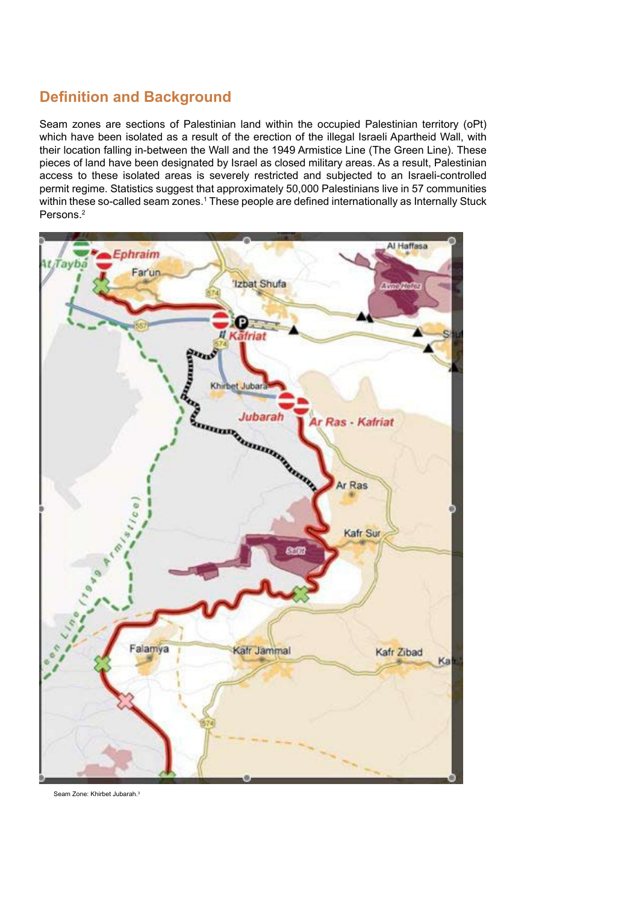## Definition and Background

Seam zones are sections of Palestinian land within the occupied Palestinian territory (oPt) which have been isolated as a result of the erection of the illegal Israeli Apartheid Wall, with their location falling in-between the Wall and the 1949 Armistice Line (The Green Line). These pieces of land have been designated by Israel as closed military areas. As a result, Palestinian access to these isolated areas is severely restricted and subjected to an Israeli-controlled permit regime. Statistics suggest that approximately 50,000 Palestinians live in 57 communities within these so-called seam zones.[1] These people are defined internationally as Internally Stuck Persons.[2]

Seam Zone: Khirbet Jubarah.[3]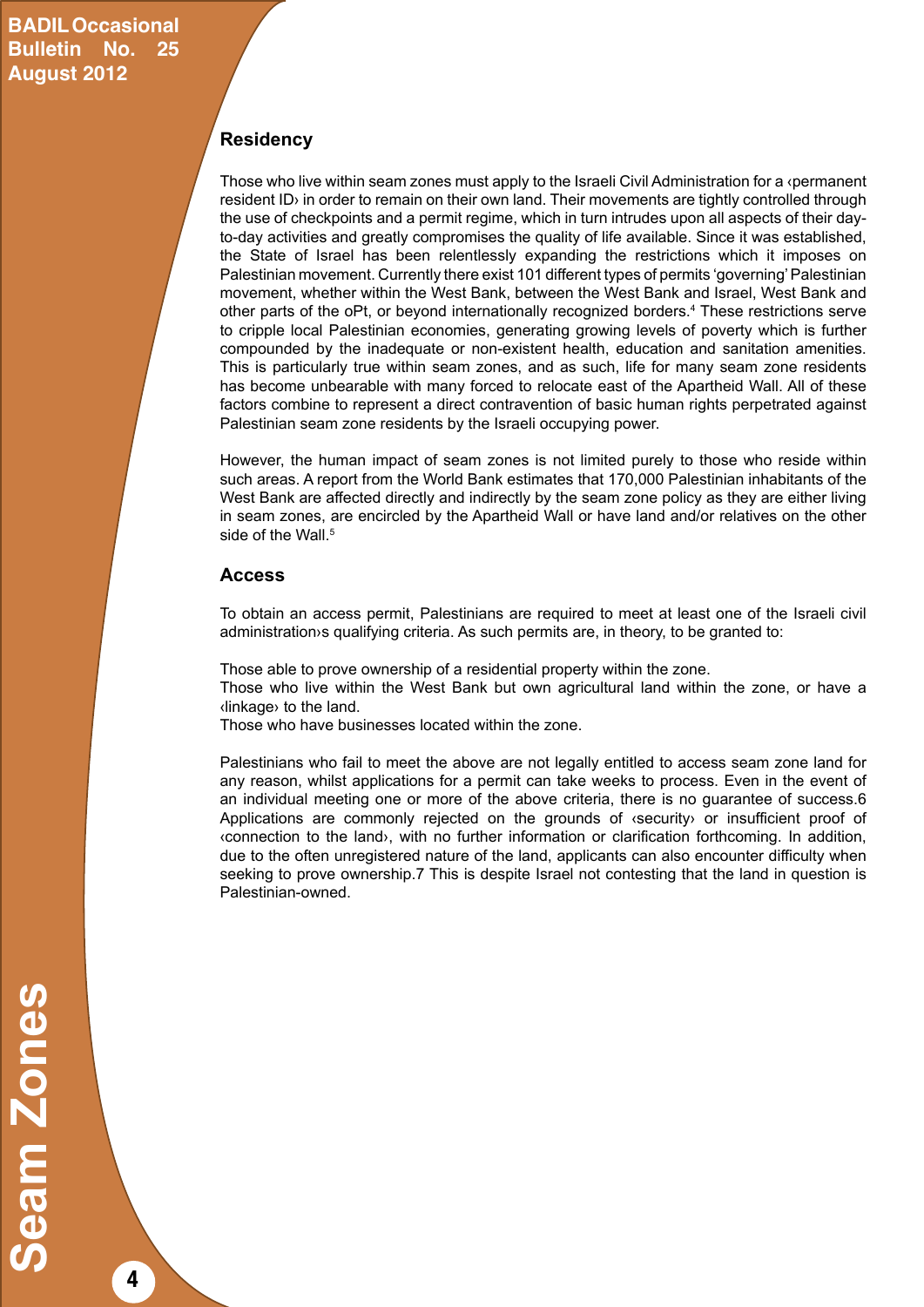## Residency

Those who live within seam zones must apply to the Israeli Civil Administration for a ‹permanent resident ID› in order to remain on their own land. Their movements are tightly controlled through the use of checkpoints and a permit regime, which in turn intrudes upon all aspects of their day-to-day activities and greatly compromises the quality of life available. Since it was established, the State of Israel has been relentlessly expanding the restrictions which it imposes on Palestinian movement. Currently there exist 101 different types of permits 'governing' Palestinian movement, whether within the West Bank, between the West Bank and Israel, West Bank and other parts of the oPt, or beyond internationally recognized borders.[4] These restrictions serve to cripple local Palestinian economies, generating growing levels of poverty which is further compounded by the inadequate or non-existent health, education and sanitation amenities. This is particularly true within seam zones, and as such, life for many seam zone residents has become unbearable with many forced to relocate east of the Apartheid Wall. All of these factors combine to represent a direct contravention of basic human rights perpetrated against Palestinian seam zone residents by the Israeli occupying power.

However, the human impact of seam zones is not limited purely to those who reside within such areas. A report from the World Bank estimates that 170,000 Palestinian inhabitants of the West Bank are affected directly and indirectly by the seam zone policy as they are either living in seam zones, are encircled by the Apartheid Wall or have land and/or relatives on the other side of the Wall.[5]

## Access

To obtain an access permit, Palestinians are required to meet at least one of the Israeli civil administration›s qualifying criteria. As such permits are, in theory, to be granted to:

Those able to prove ownership of a residential property within the zone.
Those who live within the West Bank but own agricultural land within the zone, or have a ‹linkage› to the land.
Those who have businesses located within the zone.

Palestinians who fail to meet the above are not legally entitled to access seam zone land for any reason, whilst applications for a permit can take weeks to process. Even in the event of an individual meeting one or more of the above criteria, there is no guarantee of success.6 Applications are commonly rejected on the grounds of ‹security› or insufficient proof of ‹connection to the land›, with no further information or clarification forthcoming. In addition, due to the often unregistered nature of the land, applicants can also encounter difficulty when seeking to prove ownership.7 This is despite Israel not contesting that the land in question is Palestinian-owned.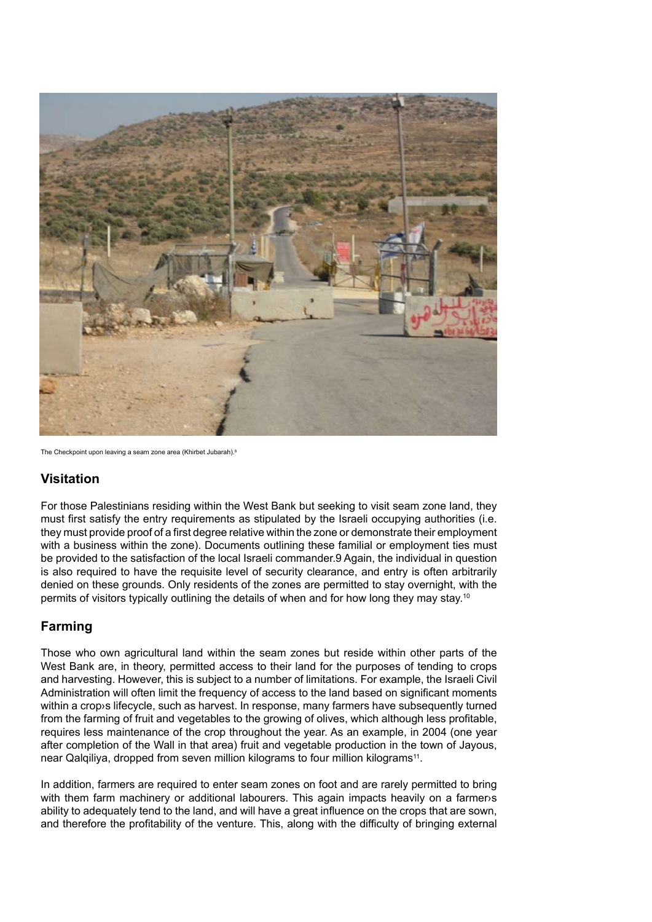The Checkpoint upon leaving a seam zone area (Khirbet Jubarah).[8]

## Visitation

For those Palestinians residing within the West Bank but seeking to visit seam zone land, they must first satisfy the entry requirements as stipulated by the Israeli occupying authorities (i.e. they must provide proof of a first degree relative within the zone or demonstrate their employment with a business within the zone). Documents outlining these familial or employment ties must be provided to the satisfaction of the local Israeli commander.9 Again, the individual in question is also required to have the requisite level of security clearance, and entry is often arbitrarily denied on these grounds. Only residents of the zones are permitted to stay overnight, with the permits of visitors typically outlining the details of when and for how long they may stay.[10]

## Farming

Those who own agricultural land within the seam zones but reside within other parts of the West Bank are, in theory, permitted access to their land for the purposes of tending to crops and harvesting. However, this is subject to a number of limitations. For example, the Israeli Civil Administration will often limit the frequency of access to the land based on significant moments within a crop›s lifecycle, such as harvest. In response, many farmers have subsequently turned from the farming of fruit and vegetables to the growing of olives, which although less profitable, requires less maintenance of the crop throughout the year. As an example, in 2004 (one year after completion of the Wall in that area) fruit and vegetable production in the town of Jayous, near Qalqiliya, dropped from seven million kilograms to four million kilograms[11].

In addition, farmers are required to enter seam zones on foot and are rarely permitted to bring with them farm machinery or additional labourers. This again impacts heavily on a farmer›s ability to adequately tend to the land, and will have a great influence on the crops that are sown, and therefore the profitability of the venture. This, along with the difficulty of bringing external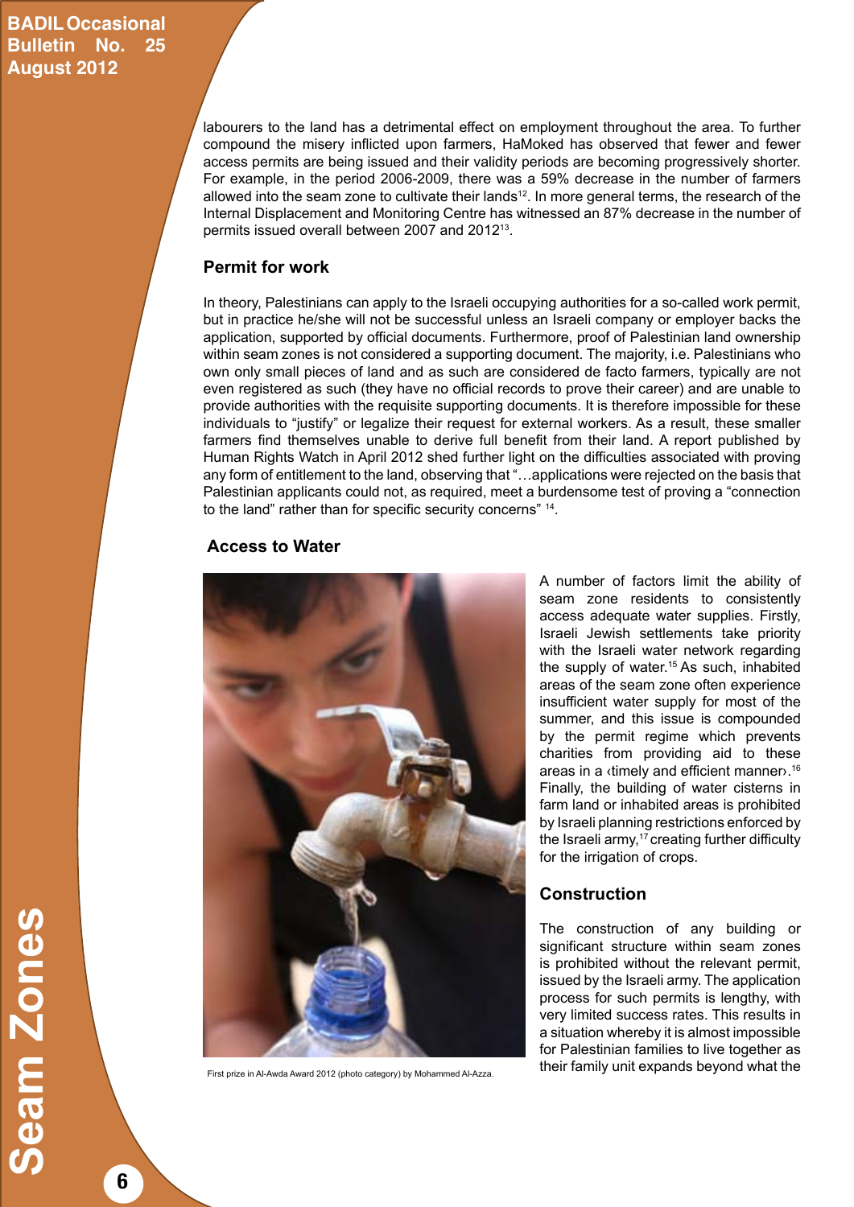labourers to the land has a detrimental effect on employment throughout the area. To further compound the misery inflicted upon farmers, HaMoked has observed that fewer and fewer access permits are being issued and their validity periods are becoming progressively shorter. For example, in the period 2006-2009, there was a 59% decrease in the number of farmers allowed into the seam zone to cultivate their lands[12]. In more general terms, the research of the Internal Displacement and Monitoring Centre has witnessed an 87% decrease in the number of permits issued overall between 2007 and 2012[13].

### Permit for work

In theory, Palestinians can apply to the Israeli occupying authorities for a so-called work permit, but in practice he/she will not be successful unless an Israeli company or employer backs the application, supported by official documents. Furthermore, proof of Palestinian land ownership within seam zones is not considered a supporting document. The majority, i.e. Palestinians who own only small pieces of land and as such are considered de facto farmers, typically are not even registered as such (they have no official records to prove their career) and are unable to provide authorities with the requisite supporting documents. It is therefore impossible for these individuals to "justify" or legalize their request for external workers. As a result, these smaller farmers find themselves unable to derive full benefit from their land. A report published by Human Rights Watch in April 2012 shed further light on the difficulties associated with proving any form of entitlement to the land, observing that "…applications were rejected on the basis that Palestinian applicants could not, as required, meet a burdensome test of proving a "connection to the land" rather than for specific security concerns" [14].

### Access to Water

First prize in Al-Awda Award 2012 (photo category) by Mohammed Al-Azza.

A number of factors limit the ability of seam zone residents to consistently access adequate water supplies. Firstly, Israeli Jewish settlements take priority with the Israeli water network regarding the supply of water.[15] As such, inhabited areas of the seam zone often experience insufficient water supply for most of the summer, and this issue is compounded by the permit regime which prevents charities from providing aid to these areas in a ‹timely and efficient manner›.[16] Finally, the building of water cisterns in farm land or inhabited areas is prohibited by Israeli planning restrictions enforced by the Israeli army,[17] creating further difficulty for the irrigation of crops.

### Construction

The construction of any building or significant structure within seam zones is prohibited without the relevant permit, issued by the Israeli army. The application process for such permits is lengthy, with very limited success rates. This results in a situation whereby it is almost impossible for Palestinian families to live together as their family unit expands beyond what the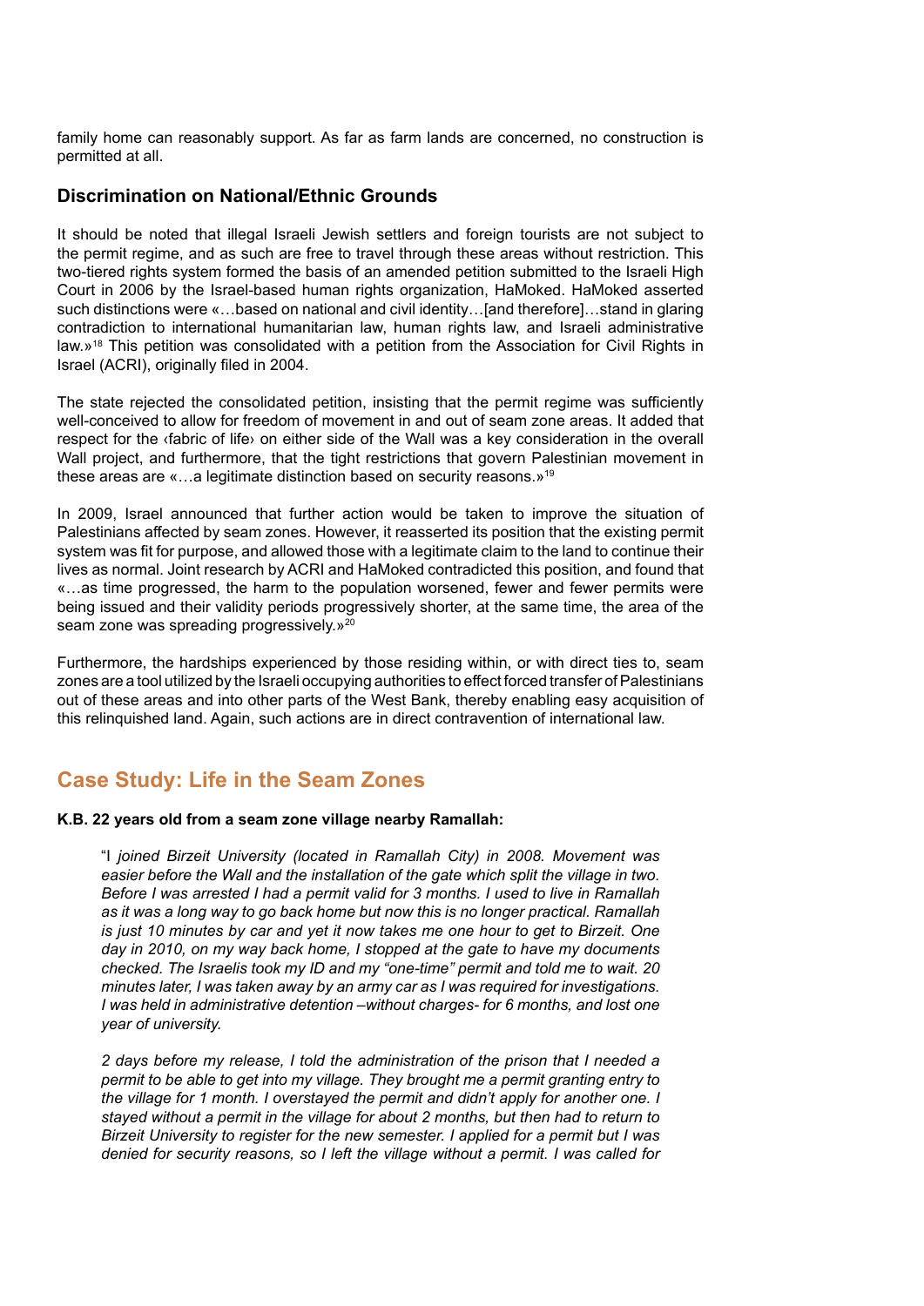family home can reasonably support. As far as farm lands are concerned, no construction is permitted at all.

### Discrimination on National/Ethnic Grounds

It should be noted that illegal Israeli Jewish settlers and foreign tourists are not subject to the permit regime, and as such are free to travel through these areas without restriction. This two-tiered rights system formed the basis of an amended petition submitted to the Israeli High Court in 2006 by the Israel-based human rights organization, HaMoked. HaMoked asserted such distinctions were «…based on national and civil identity…[and therefore]…stand in glaring contradiction to international humanitarian law, human rights law, and Israeli administrative law.»[18] This petition was consolidated with a petition from the Association for Civil Rights in Israel (ACRI), originally filed in 2004.

The state rejected the consolidated petition, insisting that the permit regime was sufficiently well-conceived to allow for freedom of movement in and out of seam zone areas. It added that respect for the ‹fabric of life› on either side of the Wall was a key consideration in the overall Wall project, and furthermore, that the tight restrictions that govern Palestinian movement in these areas are «…a legitimate distinction based on security reasons.»[19]

In 2009, Israel announced that further action would be taken to improve the situation of Palestinians affected by seam zones. However, it reasserted its position that the existing permit system was fit for purpose, and allowed those with a legitimate claim to the land to continue their lives as normal. Joint research by ACRI and HaMoked contradicted this position, and found that «…as time progressed, the harm to the population worsened, fewer and fewer permits were being issued and their validity periods progressively shorter, at the same time, the area of the seam zone was spreading progressively.»[20]

Furthermore, the hardships experienced by those residing within, or with direct ties to, seam zones are a tool utilized by the Israeli occupying authorities to effect forced transfer of Palestinians out of these areas and into other parts of the West Bank, thereby enabling easy acquisition of this relinquished land. Again, such actions are in direct contravention of international law.

## Case Study: Life in the Seam Zones

**K.B. 22 years old from a seam zone village nearby Ramallah:**

> "*I joined Birzeit University (located in Ramallah City) in 2008. Movement was easier before the Wall and the installation of the gate which split the village in two. Before I was arrested I had a permit valid for 3 months. I used to live in Ramallah as it was a long way to go back home but now this is no longer practical. Ramallah is just 10 minutes by car and yet it now takes me one hour to get to Birzeit. One day in 2010, on my way back home, I stopped at the gate to have my documents checked. The Israelis took my ID and my "one-time" permit and told me to wait. 20 minutes later, I was taken away by an army car as I was required for investigations. I was held in administrative detention –without charges- for 6 months, and lost one year of university.*
>
> *2 days before my release, I told the administration of the prison that I needed a permit to be able to get into my village. They brought me a permit granting entry to the village for 1 month. I overstayed the permit and didn't apply for another one. I stayed without a permit in the village for about 2 months, but then had to return to Birzeit University to register for the new semester. I applied for a permit but I was denied for security reasons, so I left the village without a permit. I was called for*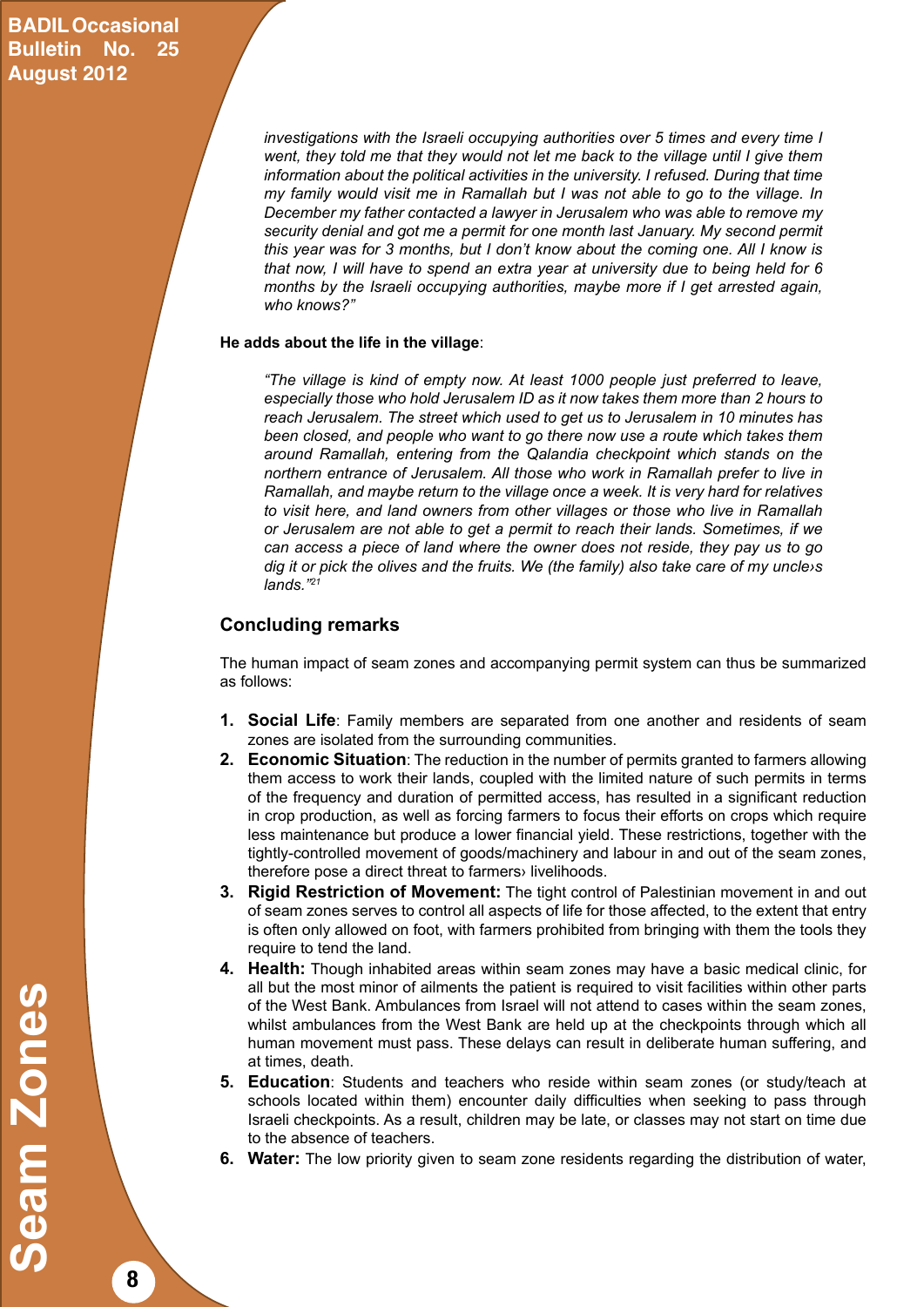*investigations with the Israeli occupying authorities over 5 times and every time I went, they told me that they would not let me back to the village until I give them information about the political activities in the university. I refused. During that time my family would visit me in Ramallah but I was not able to go to the village. In December my father contacted a lawyer in Jerusalem who was able to remove my security denial and got me a permit for one month last January. My second permit this year was for 3 months, but I don't know about the coming one. All I know is that now, I will have to spend an extra year at university due to being held for 6 months by the Israeli occupying authorities, maybe more if I get arrested again, who knows?"*

**He adds about the life in the village**:

*"The village is kind of empty now. At least 1000 people just preferred to leave, especially those who hold Jerusalem ID as it now takes them more than 2 hours to reach Jerusalem. The street which used to get us to Jerusalem in 10 minutes has been closed, and people who want to go there now use a route which takes them around Ramallah, entering from the Qalandia checkpoint which stands on the northern entrance of Jerusalem. All those who work in Ramallah prefer to live in Ramallah, and maybe return to the village once a week. It is very hard for relatives to visit here, and land owners from other villages or those who live in Ramallah or Jerusalem are not able to get a permit to reach their lands. Sometimes, if we can access a piece of land where the owner does not reside, they pay us to go dig it or pick the olives and the fruits. We (the family) also take care of my uncle›s lands."*[21]

## Concluding remarks

The human impact of seam zones and accompanying permit system can thus be summarized as follows:

1. **Social Life**: Family members are separated from one another and residents of seam zones are isolated from the surrounding communities.
2. **Economic Situation**: The reduction in the number of permits granted to farmers allowing them access to work their lands, coupled with the limited nature of such permits in terms of the frequency and duration of permitted access, has resulted in a significant reduction in crop production, as well as forcing farmers to focus their efforts on crops which require less maintenance but produce a lower financial yield. These restrictions, together with the tightly-controlled movement of goods/machinery and labour in and out of the seam zones, therefore pose a direct threat to farmers› livelihoods.
3. **Rigid Restriction of Movement:** The tight control of Palestinian movement in and out of seam zones serves to control all aspects of life for those affected, to the extent that entry is often only allowed on foot, with farmers prohibited from bringing with them the tools they require to tend the land.
4. **Health:** Though inhabited areas within seam zones may have a basic medical clinic, for all but the most minor of ailments the patient is required to visit facilities within other parts of the West Bank. Ambulances from Israel will not attend to cases within the seam zones, whilst ambulances from the West Bank are held up at the checkpoints through which all human movement must pass. These delays can result in deliberate human suffering, and at times, death.
5. **Education**: Students and teachers who reside within seam zones (or study/teach at schools located within them) encounter daily difficulties when seeking to pass through Israeli checkpoints. As a result, children may be late, or classes may not start on time due to the absence of teachers.
6. **Water:** The low priority given to seam zone residents regarding the distribution of water,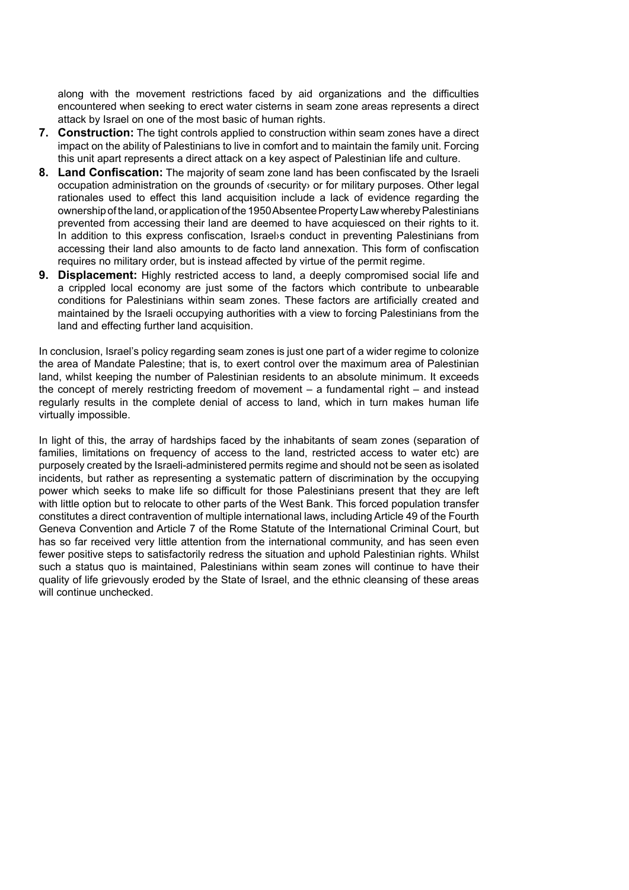along with the movement restrictions faced by aid organizations and the difficulties encountered when seeking to erect water cisterns in seam zone areas represents a direct attack by Israel on one of the most basic of human rights.

7. **Construction:** The tight controls applied to construction within seam zones have a direct impact on the ability of Palestinians to live in comfort and to maintain the family unit. Forcing this unit apart represents a direct attack on a key aspect of Palestinian life and culture.
8. **Land Confiscation:** The majority of seam zone land has been confiscated by the Israeli occupation administration on the grounds of ‹security› or for military purposes. Other legal rationales used to effect this land acquisition include a lack of evidence regarding the ownership of the land, or application of the 1950 Absentee Property Law whereby Palestinians prevented from accessing their land are deemed to have acquiesced on their rights to it. In addition to this express confiscation, Israel›s conduct in preventing Palestinians from accessing their land also amounts to de facto land annexation. This form of confiscation requires no military order, but is instead affected by virtue of the permit regime.
9. **Displacement:** Highly restricted access to land, a deeply compromised social life and a crippled local economy are just some of the factors which contribute to unbearable conditions for Palestinians within seam zones. These factors are artificially created and maintained by the Israeli occupying authorities with a view to forcing Palestinians from the land and effecting further land acquisition.

In conclusion, Israel's policy regarding seam zones is just one part of a wider regime to colonize the area of Mandate Palestine; that is, to exert control over the maximum area of Palestinian land, whilst keeping the number of Palestinian residents to an absolute minimum. It exceeds the concept of merely restricting freedom of movement – a fundamental right – and instead regularly results in the complete denial of access to land, which in turn makes human life virtually impossible.

In light of this, the array of hardships faced by the inhabitants of seam zones (separation of families, limitations on frequency of access to the land, restricted access to water etc) are purposely created by the Israeli-administered permits regime and should not be seen as isolated incidents, but rather as representing a systematic pattern of discrimination by the occupying power which seeks to make life so difficult for those Palestinians present that they are left with little option but to relocate to other parts of the West Bank. This forced population transfer constitutes a direct contravention of multiple international laws, including Article 49 of the Fourth Geneva Convention and Article 7 of the Rome Statute of the International Criminal Court, but has so far received very little attention from the international community, and has seen even fewer positive steps to satisfactorily redress the situation and uphold Palestinian rights. Whilst such a status quo is maintained, Palestinians within seam zones will continue to have their quality of life grievously eroded by the State of Israel, and the ethnic cleansing of these areas will continue unchecked.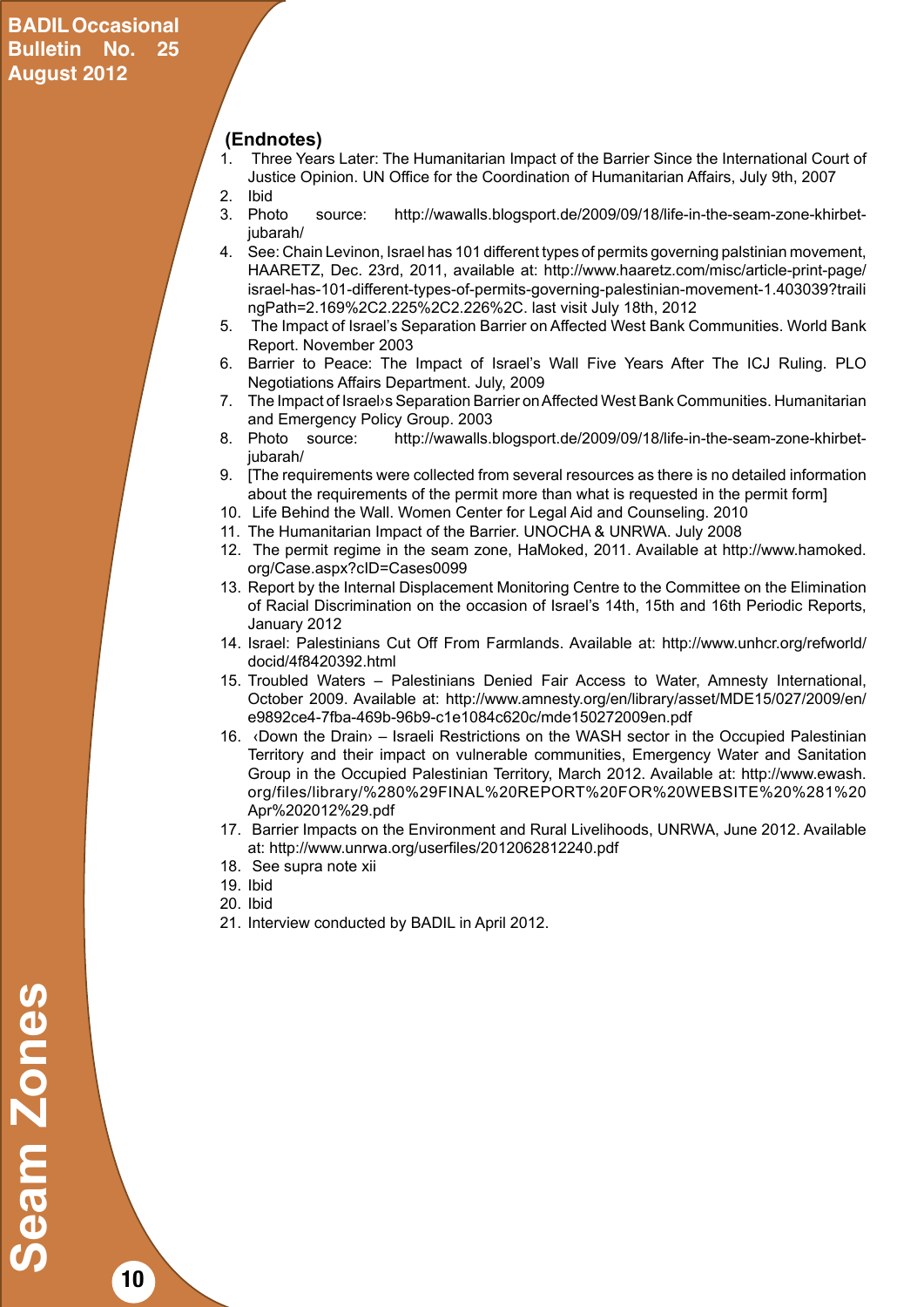## (Endnotes)

1. Three Years Later: The Humanitarian Impact of the Barrier Since the International Court of Justice Opinion. UN Office for the Coordination of Humanitarian Affairs, July 9th, 2007
2. Ibid
3. Photo source: http://wawalls.blogsport.de/2009/09/18/life-in-the-seam-zone-khirbet-jubarah/
4. See: Chain Levinon, Israel has 101 different types of permits governing palstinian movement, HAARETZ, Dec. 23rd, 2011, available at: http://www.haaretz.com/misc/article-print-page/israel-has-101-different-types-of-permits-governing-palestinian-movement-1.403039?trailingPath=2.169%2C2.225%2C2.226%2C. last visit July 18th, 2012
5. The Impact of Israel's Separation Barrier on Affected West Bank Communities. World Bank Report. November 2003
6. Barrier to Peace: The Impact of Israel's Wall Five Years After The ICJ Ruling. PLO Negotiations Affairs Department. July, 2009
7. The Impact of Israel›s Separation Barrier on Affected West Bank Communities. Humanitarian and Emergency Policy Group. 2003
8. Photo source: http://wawalls.blogsport.de/2009/09/18/life-in-the-seam-zone-khirbet-jubarah/
9. [The requirements were collected from several resources as there is no detailed information about the requirements of the permit more than what is requested in the permit form]
10. Life Behind the Wall. Women Center for Legal Aid and Counseling. 2010
11. The Humanitarian Impact of the Barrier. UNOCHA & UNRWA. July 2008
12. The permit regime in the seam zone, HaMoked, 2011. Available at http://www.hamoked.org/Case.aspx?cID=Cases0099
13. Report by the Internal Displacement Monitoring Centre to the Committee on the Elimination of Racial Discrimination on the occasion of Israel's 14th, 15th and 16th Periodic Reports, January 2012
14. Israel: Palestinians Cut Off From Farmlands. Available at: http://www.unhcr.org/refworld/docid/4f8420392.html
15. Troubled Waters – Palestinians Denied Fair Access to Water, Amnesty International, October 2009. Available at: http://www.amnesty.org/en/library/asset/MDE15/027/2009/en/e9892ce4-7fba-469b-96b9-c1e1084c620c/mde150272009en.pdf
16. ‹Down the Drain› – Israeli Restrictions on the WASH sector in the Occupied Palestinian Territory and their impact on vulnerable communities, Emergency Water and Sanitation Group in the Occupied Palestinian Territory, March 2012. Available at: http://www.ewash.org/files/library/%280%29FINAL%20REPORT%20FOR%20WEBSITE%20%281%20Apr%202012%29.pdf
17. Barrier Impacts on the Environment and Rural Livelihoods, UNRWA, June 2012. Available at: http://www.unrwa.org/userfiles/2012062812240.pdf
18. See supra note xii
19. Ibid
20. Ibid
21. Interview conducted by BADIL in April 2012.